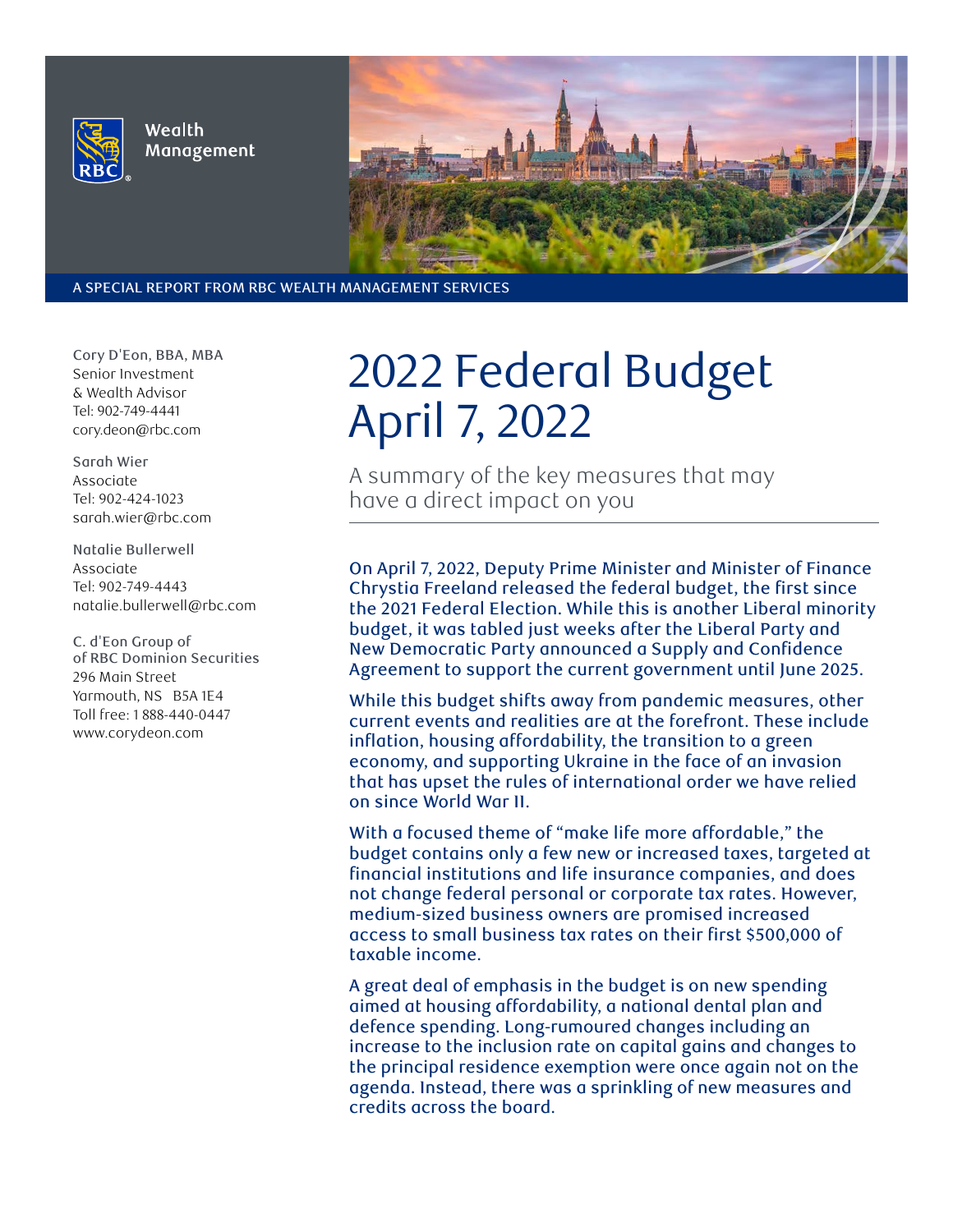Wealth Management

A SPECIAL REPORT FROM RBC WEALTH MANAGEMENT SERVICES

Cory D'Eon, BBA, MBA
Senior Investment & Wealth Advisor
Tel: 902-749-4441
cory.deon@rbc.com

Sarah Wier
Associate
Tel: 902-424-1023
sarah.wier@rbc.com

Natalie Bullerwell
Associate
Tel: 902-749-4443
natalie.bullerwell@rbc.com

C. d'Eon Group of
of RBC Dominion Securities
296 Main Street
Yarmouth, NS B5A 1E4
Toll free: 1 888-440-0447
www.corydeon.com

# 2022 Federal Budget April 7, 2022

A summary of the key measures that may have a direct impact on you

On April 7, 2022, Deputy Prime Minister and Minister of Finance Chrystia Freeland released the federal budget, the first since the 2021 Federal Election. While this is another Liberal minority budget, it was tabled just weeks after the Liberal Party and New Democratic Party announced a Supply and Confidence Agreement to support the current government until June 2025.

While this budget shifts away from pandemic measures, other current events and realities are at the forefront. These include inflation, housing affordability, the transition to a green economy, and supporting Ukraine in the face of an invasion that has upset the rules of international order we have relied on since World War II.

With a focused theme of "make life more affordable," the budget contains only a few new or increased taxes, targeted at financial institutions and life insurance companies, and does not change federal personal or corporate tax rates. However, medium-sized business owners are promised increased access to small business tax rates on their first $500,000 of taxable income.

A great deal of emphasis in the budget is on new spending aimed at housing affordability, a national dental plan and defence spending. Long-rumoured changes including an increase to the inclusion rate on capital gains and changes to the principal residence exemption were once again not on the agenda. Instead, there was a sprinkling of new measures and credits across the board.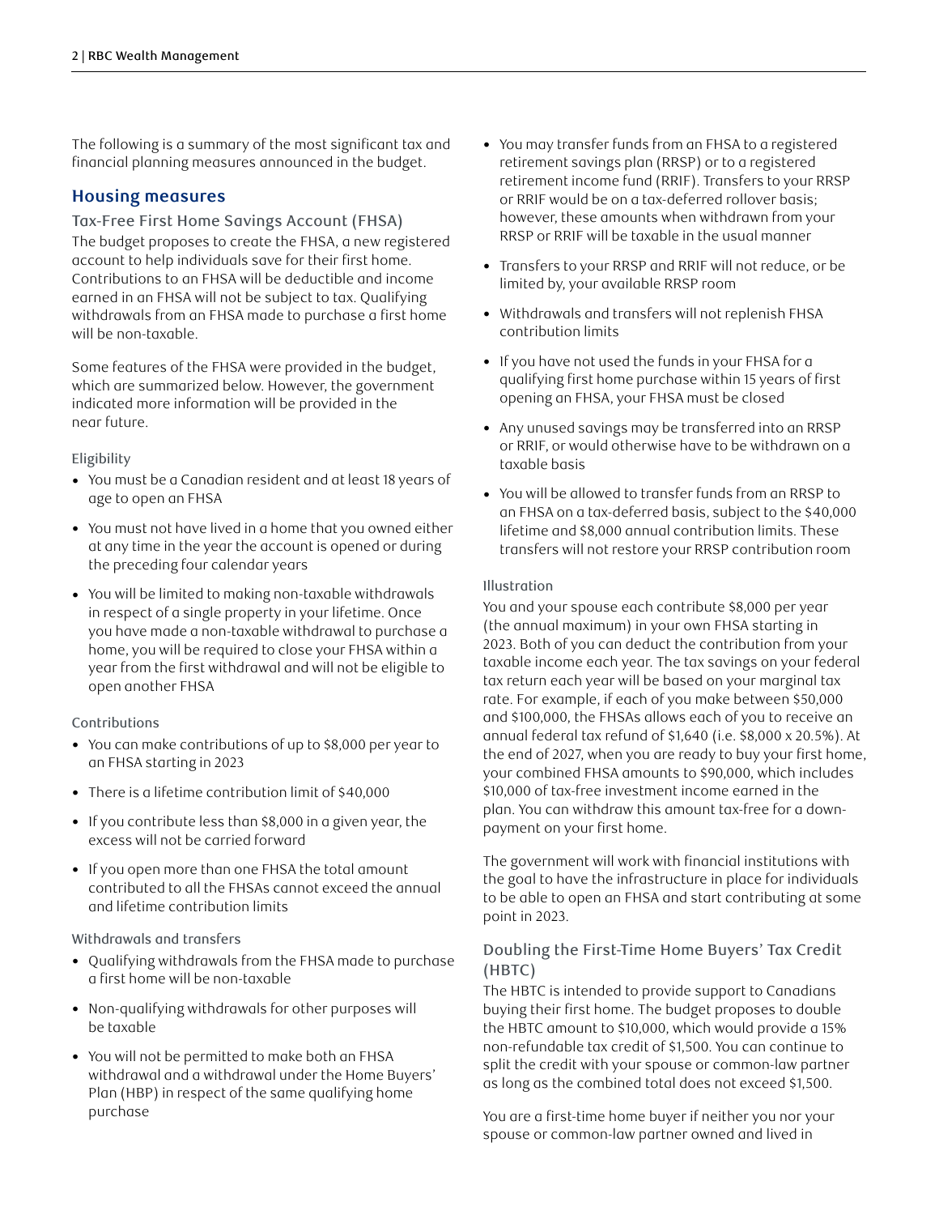The following is a summary of the most significant tax and financial planning measures announced in the budget.

## Housing measures

### Tax-Free First Home Savings Account (FHSA)

The budget proposes to create the FHSA, a new registered account to help individuals save for their first home. Contributions to an FHSA will be deductible and income earned in an FHSA will not be subject to tax. Qualifying withdrawals from an FHSA made to purchase a first home will be non-taxable.

Some features of the FHSA were provided in the budget, which are summarized below. However, the government indicated more information will be provided in the near future.

#### Eligibility

- You must be a Canadian resident and at least 18 years of age to open an FHSA
- You must not have lived in a home that you owned either at any time in the year the account is opened or during the preceding four calendar years
- You will be limited to making non-taxable withdrawals in respect of a single property in your lifetime. Once you have made a non-taxable withdrawal to purchase a home, you will be required to close your FHSA within a year from the first withdrawal and will not be eligible to open another FHSA

#### Contributions

- You can make contributions of up to $8,000 per year to an FHSA starting in 2023
- There is a lifetime contribution limit of $40,000
- If you contribute less than $8,000 in a given year, the excess will not be carried forward
- If you open more than one FHSA the total amount contributed to all the FHSAs cannot exceed the annual and lifetime contribution limits

#### Withdrawals and transfers

- Qualifying withdrawals from the FHSA made to purchase a first home will be non-taxable
- Non-qualifying withdrawals for other purposes will be taxable
- You will not be permitted to make both an FHSA withdrawal and a withdrawal under the Home Buyers' Plan (HBP) in respect of the same qualifying home purchase
- You may transfer funds from an FHSA to a registered retirement savings plan (RRSP) or to a registered retirement income fund (RRIF). Transfers to your RRSP or RRIF would be on a tax-deferred rollover basis; however, these amounts when withdrawn from your RRSP or RRIF will be taxable in the usual manner
- Transfers to your RRSP and RRIF will not reduce, or be limited by, your available RRSP room
- Withdrawals and transfers will not replenish FHSA contribution limits
- If you have not used the funds in your FHSA for a qualifying first home purchase within 15 years of first opening an FHSA, your FHSA must be closed
- Any unused savings may be transferred into an RRSP or RRIF, or would otherwise have to be withdrawn on a taxable basis
- You will be allowed to transfer funds from an RRSP to an FHSA on a tax-deferred basis, subject to the $40,000 lifetime and $8,000 annual contribution limits. These transfers will not restore your RRSP contribution room

#### Illustration

You and your spouse each contribute $8,000 per year (the annual maximum) in your own FHSA starting in 2023. Both of you can deduct the contribution from your taxable income each year. The tax savings on your federal tax return each year will be based on your marginal tax rate. For example, if each of you make between $50,000 and $100,000, the FHSAs allows each of you to receive an annual federal tax refund of $1,640 (i.e. $8,000 x 20.5%). At the end of 2027, when you are ready to buy your first home, your combined FHSA amounts to $90,000, which includes $10,000 of tax-free investment income earned in the plan. You can withdraw this amount tax-free for a down-payment on your first home.

The government will work with financial institutions with the goal to have the infrastructure in place for individuals to be able to open an FHSA and start contributing at some point in 2023.

### Doubling the First-Time Home Buyers' Tax Credit (HBTC)

The HBTC is intended to provide support to Canadians buying their first home. The budget proposes to double the HBTC amount to $10,000, which would provide a 15% non-refundable tax credit of $1,500. You can continue to split the credit with your spouse or common-law partner as long as the combined total does not exceed $1,500.

You are a first-time home buyer if neither you nor your spouse or common-law partner owned and lived in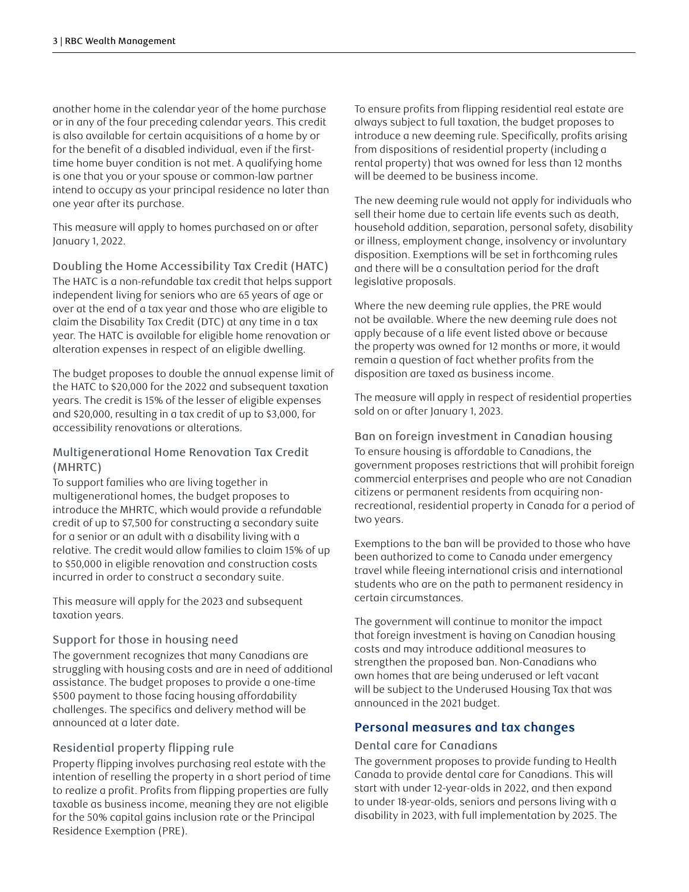another home in the calendar year of the home purchase or in any of the four preceding calendar years. This credit is also available for certain acquisitions of a home by or for the benefit of a disabled individual, even if the first-time home buyer condition is not met. A qualifying home is one that you or your spouse or common-law partner intend to occupy as your principal residence no later than one year after its purchase.

This measure will apply to homes purchased on or after January 1, 2022.

### Doubling the Home Accessibility Tax Credit (HATC)

The HATC is a non-refundable tax credit that helps support independent living for seniors who are 65 years of age or over at the end of a tax year and those who are eligible to claim the Disability Tax Credit (DTC) at any time in a tax year. The HATC is available for eligible home renovation or alteration expenses in respect of an eligible dwelling.

The budget proposes to double the annual expense limit of the HATC to $20,000 for the 2022 and subsequent taxation years. The credit is 15% of the lesser of eligible expenses and $20,000, resulting in a tax credit of up to $3,000, for accessibility renovations or alterations.

### Multigenerational Home Renovation Tax Credit (MHRTC)

To support families who are living together in multigenerational homes, the budget proposes to introduce the MHRTC, which would provide a refundable credit of up to $7,500 for constructing a secondary suite for a senior or an adult with a disability living with a relative. The credit would allow families to claim 15% of up to $50,000 in eligible renovation and construction costs incurred in order to construct a secondary suite.

This measure will apply for the 2023 and subsequent taxation years.

### Support for those in housing need

The government recognizes that many Canadians are struggling with housing costs and are in need of additional assistance. The budget proposes to provide a one-time $500 payment to those facing housing affordability challenges. The specifics and delivery method will be announced at a later date.

### Residential property flipping rule

Property flipping involves purchasing real estate with the intention of reselling the property in a short period of time to realize a profit. Profits from flipping properties are fully taxable as business income, meaning they are not eligible for the 50% capital gains inclusion rate or the Principal Residence Exemption (PRE).

To ensure profits from flipping residential real estate are always subject to full taxation, the budget proposes to introduce a new deeming rule. Specifically, profits arising from dispositions of residential property (including a rental property) that was owned for less than 12 months will be deemed to be business income.

The new deeming rule would not apply for individuals who sell their home due to certain life events such as death, household addition, separation, personal safety, disability or illness, employment change, insolvency or involuntary disposition. Exemptions will be set in forthcoming rules and there will be a consultation period for the draft legislative proposals.

Where the new deeming rule applies, the PRE would not be available. Where the new deeming rule does not apply because of a life event listed above or because the property was owned for 12 months or more, it would remain a question of fact whether profits from the disposition are taxed as business income.

The measure will apply in respect of residential properties sold on or after January 1, 2023.

### Ban on foreign investment in Canadian housing

To ensure housing is affordable to Canadians, the government proposes restrictions that will prohibit foreign commercial enterprises and people who are not Canadian citizens or permanent residents from acquiring non-recreational, residential property in Canada for a period of two years.

Exemptions to the ban will be provided to those who have been authorized to come to Canada under emergency travel while fleeing international crisis and international students who are on the path to permanent residency in certain circumstances.

The government will continue to monitor the impact that foreign investment is having on Canadian housing costs and may introduce additional measures to strengthen the proposed ban. Non-Canadians who own homes that are being underused or left vacant will be subject to the Underused Housing Tax that was announced in the 2021 budget.

## Personal measures and tax changes

### Dental care for Canadians

The government proposes to provide funding to Health Canada to provide dental care for Canadians. This will start with under 12-year-olds in 2022, and then expand to under 18-year-olds, seniors and persons living with a disability in 2023, with full implementation by 2025. The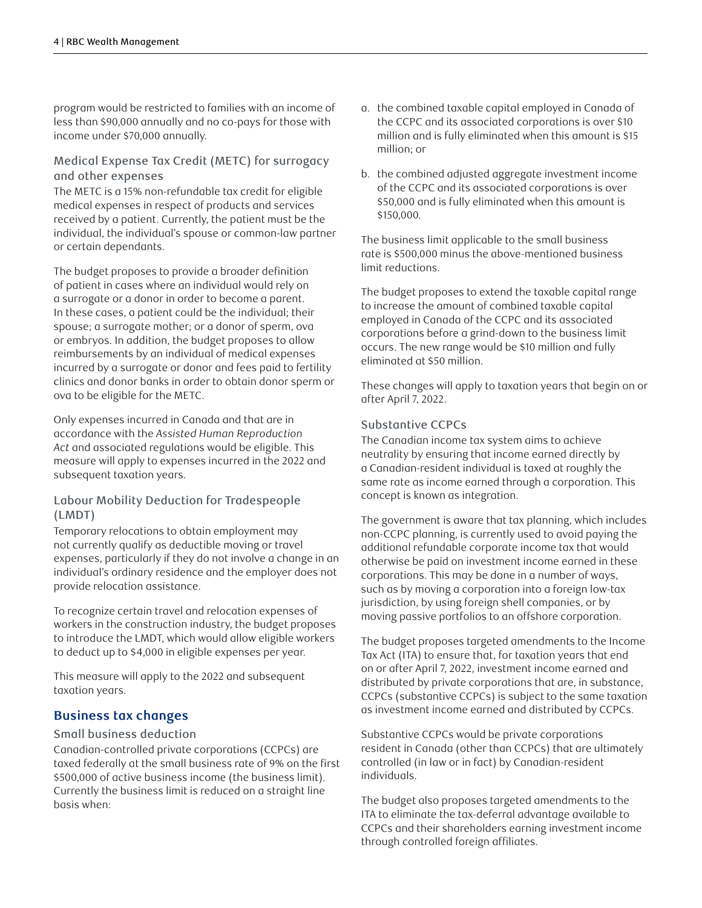program would be restricted to families with an income of less than $90,000 annually and no co-pays for those with income under $70,000 annually.

### Medical Expense Tax Credit (METC) for surrogacy and other expenses

The METC is a 15% non-refundable tax credit for eligible medical expenses in respect of products and services received by a patient. Currently, the patient must be the individual, the individual's spouse or common-law partner or certain dependants.

The budget proposes to provide a broader definition of patient in cases where an individual would rely on a surrogate or a donor in order to become a parent. In these cases, a patient could be the individual; their spouse; a surrogate mother; or a donor of sperm, ova or embryos. In addition, the budget proposes to allow reimbursements by an individual of medical expenses incurred by a surrogate or donor and fees paid to fertility clinics and donor banks in order to obtain donor sperm or ova to be eligible for the METC.

Only expenses incurred in Canada and that are in accordance with the *Assisted Human Reproduction Act* and associated regulations would be eligible. This measure will apply to expenses incurred in the 2022 and subsequent taxation years.

### Labour Mobility Deduction for Tradespeople (LMDT)

Temporary relocations to obtain employment may not currently qualify as deductible moving or travel expenses, particularly if they do not involve a change in an individual's ordinary residence and the employer does not provide relocation assistance.

To recognize certain travel and relocation expenses of workers in the construction industry, the budget proposes to introduce the LMDT, which would allow eligible workers to deduct up to $4,000 in eligible expenses per year.

This measure will apply to the 2022 and subsequent taxation years.

## Business tax changes

### Small business deduction

Canadian-controlled private corporations (CCPCs) are taxed federally at the small business rate of 9% on the first $500,000 of active business income (the business limit). Currently the business limit is reduced on a straight line basis when:

a. the combined taxable capital employed in Canada of the CCPC and its associated corporations is over $10 million and is fully eliminated when this amount is $15 million; or

b. the combined adjusted aggregate investment income of the CCPC and its associated corporations is over $50,000 and is fully eliminated when this amount is $150,000.

The business limit applicable to the small business rate is $500,000 minus the above-mentioned business limit reductions.

The budget proposes to extend the taxable capital range to increase the amount of combined taxable capital employed in Canada of the CCPC and its associated corporations before a grind-down to the business limit occurs. The new range would be $10 million and fully eliminated at $50 million.

These changes will apply to taxation years that begin on or after April 7, 2022.

### Substantive CCPCs

The Canadian income tax system aims to achieve neutrality by ensuring that income earned directly by a Canadian-resident individual is taxed at roughly the same rate as income earned through a corporation. This concept is known as integration.

The government is aware that tax planning, which includes non-CCPC planning, is currently used to avoid paying the additional refundable corporate income tax that would otherwise be paid on investment income earned in these corporations. This may be done in a number of ways, such as by moving a corporation into a foreign low-tax jurisdiction, by using foreign shell companies, or by moving passive portfolios to an offshore corporation.

The budget proposes targeted amendments to the Income Tax Act (ITA) to ensure that, for taxation years that end on or after April 7, 2022, investment income earned and distributed by private corporations that are, in substance, CCPCs (substantive CCPCs) is subject to the same taxation as investment income earned and distributed by CCPCs.

Substantive CCPCs would be private corporations resident in Canada (other than CCPCs) that are ultimately controlled (in law or in fact) by Canadian-resident individuals.

The budget also proposes targeted amendments to the ITA to eliminate the tax-deferral advantage available to CCPCs and their shareholders earning investment income through controlled foreign affiliates.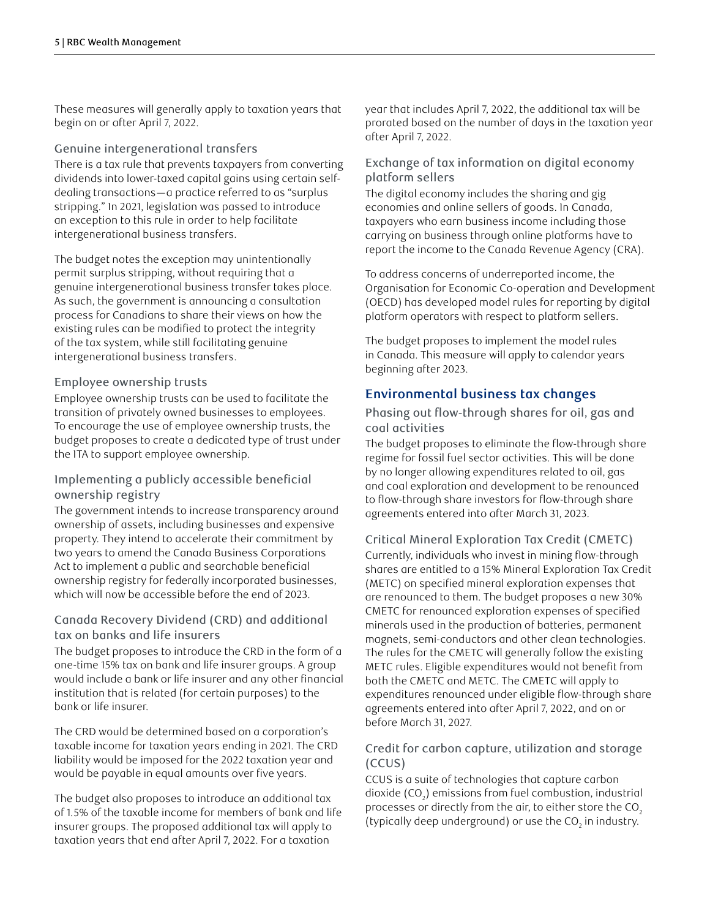These measures will generally apply to taxation years that begin on or after April 7, 2022.

### Genuine intergenerational transfers

There is a tax rule that prevents taxpayers from converting dividends into lower-taxed capital gains using certain self-dealing transactions—a practice referred to as "surplus stripping." In 2021, legislation was passed to introduce an exception to this rule in order to help facilitate intergenerational business transfers.

The budget notes the exception may unintentionally permit surplus stripping, without requiring that a genuine intergenerational business transfer takes place. As such, the government is announcing a consultation process for Canadians to share their views on how the existing rules can be modified to protect the integrity of the tax system, while still facilitating genuine intergenerational business transfers.

### Employee ownership trusts

Employee ownership trusts can be used to facilitate the transition of privately owned businesses to employees. To encourage the use of employee ownership trusts, the budget proposes to create a dedicated type of trust under the ITA to support employee ownership.

### Implementing a publicly accessible beneficial ownership registry

The government intends to increase transparency around ownership of assets, including businesses and expensive property. They intend to accelerate their commitment by two years to amend the Canada Business Corporations Act to implement a public and searchable beneficial ownership registry for federally incorporated businesses, which will now be accessible before the end of 2023.

### Canada Recovery Dividend (CRD) and additional tax on banks and life insurers

The budget proposes to introduce the CRD in the form of a one-time 15% tax on bank and life insurer groups. A group would include a bank or life insurer and any other financial institution that is related (for certain purposes) to the bank or life insurer.

The CRD would be determined based on a corporation's taxable income for taxation years ending in 2021. The CRD liability would be imposed for the 2022 taxation year and would be payable in equal amounts over five years.

The budget also proposes to introduce an additional tax of 1.5% of the taxable income for members of bank and life insurer groups. The proposed additional tax will apply to taxation years that end after April 7, 2022. For a taxation year that includes April 7, 2022, the additional tax will be prorated based on the number of days in the taxation year after April 7, 2022.

### Exchange of tax information on digital economy platform sellers

The digital economy includes the sharing and gig economies and online sellers of goods. In Canada, taxpayers who earn business income including those carrying on business through online platforms have to report the income to the Canada Revenue Agency (CRA).

To address concerns of underreported income, the Organisation for Economic Co-operation and Development (OECD) has developed model rules for reporting by digital platform operators with respect to platform sellers.

The budget proposes to implement the model rules in Canada. This measure will apply to calendar years beginning after 2023.

## Environmental business tax changes

### Phasing out flow-through shares for oil, gas and coal activities

The budget proposes to eliminate the flow-through share regime for fossil fuel sector activities. This will be done by no longer allowing expenditures related to oil, gas and coal exploration and development to be renounced to flow-through share investors for flow-through share agreements entered into after March 31, 2023.

### Critical Mineral Exploration Tax Credit (CMETC)

Currently, individuals who invest in mining flow-through shares are entitled to a 15% Mineral Exploration Tax Credit (METC) on specified mineral exploration expenses that are renounced to them. The budget proposes a new 30% CMETC for renounced exploration expenses of specified minerals used in the production of batteries, permanent magnets, semi-conductors and other clean technologies. The rules for the CMETC will generally follow the existing METC rules. Eligible expenditures would not benefit from both the CMETC and METC. The CMETC will apply to expenditures renounced under eligible flow-through share agreements entered into after April 7, 2022, and on or before March 31, 2027.

### Credit for carbon capture, utilization and storage (CCUS)

CCUS is a suite of technologies that capture carbon dioxide ($CO_2$) emissions from fuel combustion, industrial processes or directly from the air, to either store the $CO_2$ (typically deep underground) or use the $CO_2$ in industry.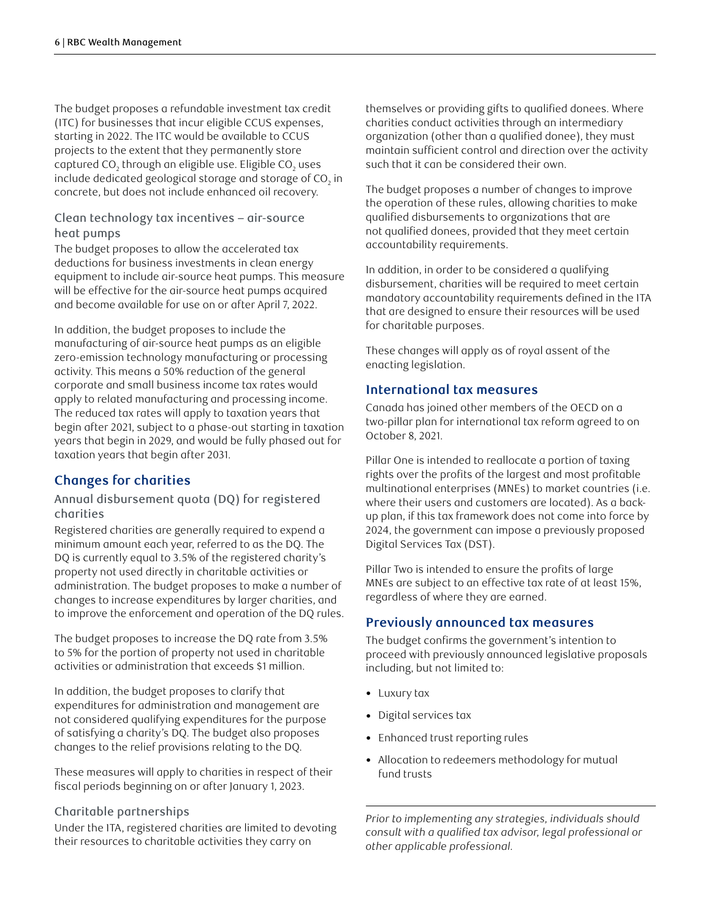The budget proposes a refundable investment tax credit (ITC) for businesses that incur eligible CCUS expenses, starting in 2022. The ITC would be available to CCUS projects to the extent that they permanently store captured $CO_2$ through an eligible use. Eligible $CO_2$ uses include dedicated geological storage and storage of $CO_2$ in concrete, but does not include enhanced oil recovery.

### Clean technology tax incentives – air-source heat pumps

The budget proposes to allow the accelerated tax deductions for business investments in clean energy equipment to include air-source heat pumps. This measure will be effective for the air-source heat pumps acquired and become available for use on or after April 7, 2022.

In addition, the budget proposes to include the manufacturing of air-source heat pumps as an eligible zero-emission technology manufacturing or processing activity. This means a 50% reduction of the general corporate and small business income tax rates would apply to related manufacturing and processing income. The reduced tax rates will apply to taxation years that begin after 2021, subject to a phase-out starting in taxation years that begin in 2029, and would be fully phased out for taxation years that begin after 2031.

## Changes for charities

### Annual disbursement quota (DQ) for registered charities

Registered charities are generally required to expend a minimum amount each year, referred to as the DQ. The DQ is currently equal to 3.5% of the registered charity's property not used directly in charitable activities or administration. The budget proposes to make a number of changes to increase expenditures by larger charities, and to improve the enforcement and operation of the DQ rules.

The budget proposes to increase the DQ rate from 3.5% to 5% for the portion of property not used in charitable activities or administration that exceeds $1 million.

In addition, the budget proposes to clarify that expenditures for administration and management are not considered qualifying expenditures for the purpose of satisfying a charity's DQ. The budget also proposes changes to the relief provisions relating to the DQ.

These measures will apply to charities in respect of their fiscal periods beginning on or after January 1, 2023.

### Charitable partnerships

Under the ITA, registered charities are limited to devoting their resources to charitable activities they carry on themselves or providing gifts to qualified donees. Where charities conduct activities through an intermediary organization (other than a qualified donee), they must maintain sufficient control and direction over the activity such that it can be considered their own.

The budget proposes a number of changes to improve the operation of these rules, allowing charities to make qualified disbursements to organizations that are not qualified donees, provided that they meet certain accountability requirements.

In addition, in order to be considered a qualifying disbursement, charities will be required to meet certain mandatory accountability requirements defined in the ITA that are designed to ensure their resources will be used for charitable purposes.

These changes will apply as of royal assent of the enacting legislation.

## International tax measures

Canada has joined other members of the OECD on a two-pillar plan for international tax reform agreed to on October 8, 2021.

Pillar One is intended to reallocate a portion of taxing rights over the profits of the largest and most profitable multinational enterprises (MNEs) to market countries (i.e. where their users and customers are located). As a back-up plan, if this tax framework does not come into force by 2024, the government can impose a previously proposed Digital Services Tax (DST).

Pillar Two is intended to ensure the profits of large MNEs are subject to an effective tax rate of at least 15%, regardless of where they are earned.

## Previously announced tax measures

The budget confirms the government's intention to proceed with previously announced legislative proposals including, but not limited to:

- Luxury tax
- Digital services tax
- Enhanced trust reporting rules
- Allocation to redeemers methodology for mutual fund trusts

---

*Prior to implementing any strategies, individuals should consult with a qualified tax advisor, legal professional or other applicable professional.*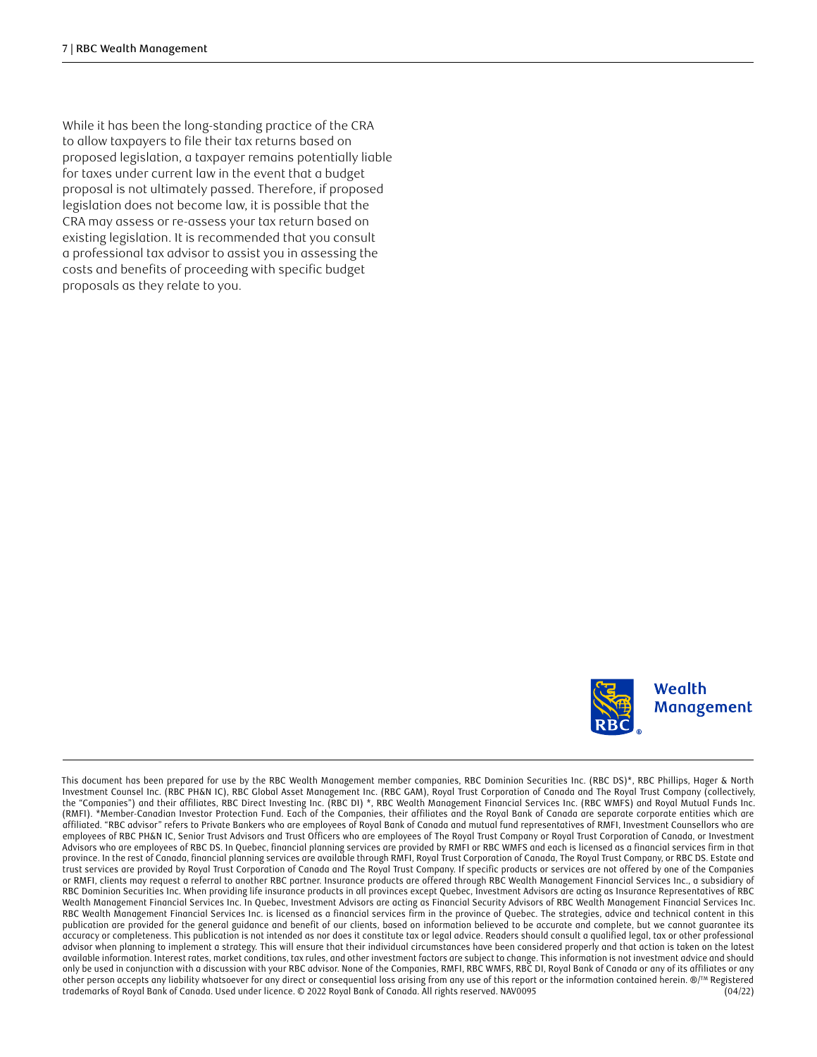While it has been the long-standing practice of the CRA to allow taxpayers to file their tax returns based on proposed legislation, a taxpayer remains potentially liable for taxes under current law in the event that a budget proposal is not ultimately passed. Therefore, if proposed legislation does not become law, it is possible that the CRA may assess or re-assess your tax return based on existing legislation. It is recommended that you consult a professional tax advisor to assist you in assessing the costs and benefits of proceeding with specific budget proposals as they relate to you.

Wealth Management

This document has been prepared for use by the RBC Wealth Management member companies, RBC Dominion Securities Inc. (RBC DS)*, RBC Phillips, Hager & North Investment Counsel Inc. (RBC PH&N IC), RBC Global Asset Management Inc. (RBC GAM), Royal Trust Corporation of Canada and The Royal Trust Company (collectively, the "Companies") and their affiliates, RBC Direct Investing Inc. (RBC DI) *, RBC Wealth Management Financial Services Inc. (RBC WMFS) and Royal Mutual Funds Inc. (RMFI). *Member-Canadian Investor Protection Fund. Each of the Companies, their affiliates and the Royal Bank of Canada are separate corporate entities which are affiliated. "RBC advisor" refers to Private Bankers who are employees of Royal Bank of Canada and mutual fund representatives of RMFI, Investment Counsellors who are employees of RBC PH&N IC, Senior Trust Advisors and Trust Officers who are employees of The Royal Trust Company or Royal Trust Corporation of Canada, or Investment Advisors who are employees of RBC DS. In Quebec, financial planning services are provided by RMFI or RBC WMFS and each is licensed as a financial services firm in that province. In the rest of Canada, financial planning services are available through RMFI, Royal Trust Corporation of Canada, The Royal Trust Company, or RBC DS. Estate and trust services are provided by Royal Trust Corporation of Canada and The Royal Trust Company. If specific products or services are not offered by one of the Companies or RMFI, clients may request a referral to another RBC partner. Insurance products are offered through RBC Wealth Management Financial Services Inc., a subsidiary of RBC Dominion Securities Inc. When providing life insurance products in all provinces except Quebec, Investment Advisors are acting as Insurance Representatives of RBC Wealth Management Financial Services Inc. In Quebec, Investment Advisors are acting as Financial Security Advisors of RBC Wealth Management Financial Services Inc. RBC Wealth Management Financial Services Inc. is licensed as a financial services firm in the province of Quebec. The strategies, advice and technical content in this publication are provided for the general guidance and benefit of our clients, based on information believed to be accurate and complete, but we cannot guarantee its accuracy or completeness. This publication is not intended as nor does it constitute tax or legal advice. Readers should consult a qualified legal, tax or other professional advisor when planning to implement a strategy. This will ensure that their individual circumstances have been considered properly and that action is taken on the latest available information. Interest rates, market conditions, tax rules, and other investment factors are subject to change. This information is not investment advice and should only be used in conjunction with a discussion with your RBC advisor. None of the Companies, RMFI, RBC WMFS, RBC DI, Royal Bank of Canada or any of its affiliates or any other person accepts any liability whatsoever for any direct or consequential loss arising from any use of this report or the information contained herein. ®/™ Registered trademarks of Royal Bank of Canada. Used under licence. © 2022 Royal Bank of Canada. All rights reserved. NAV0095 (04/22)